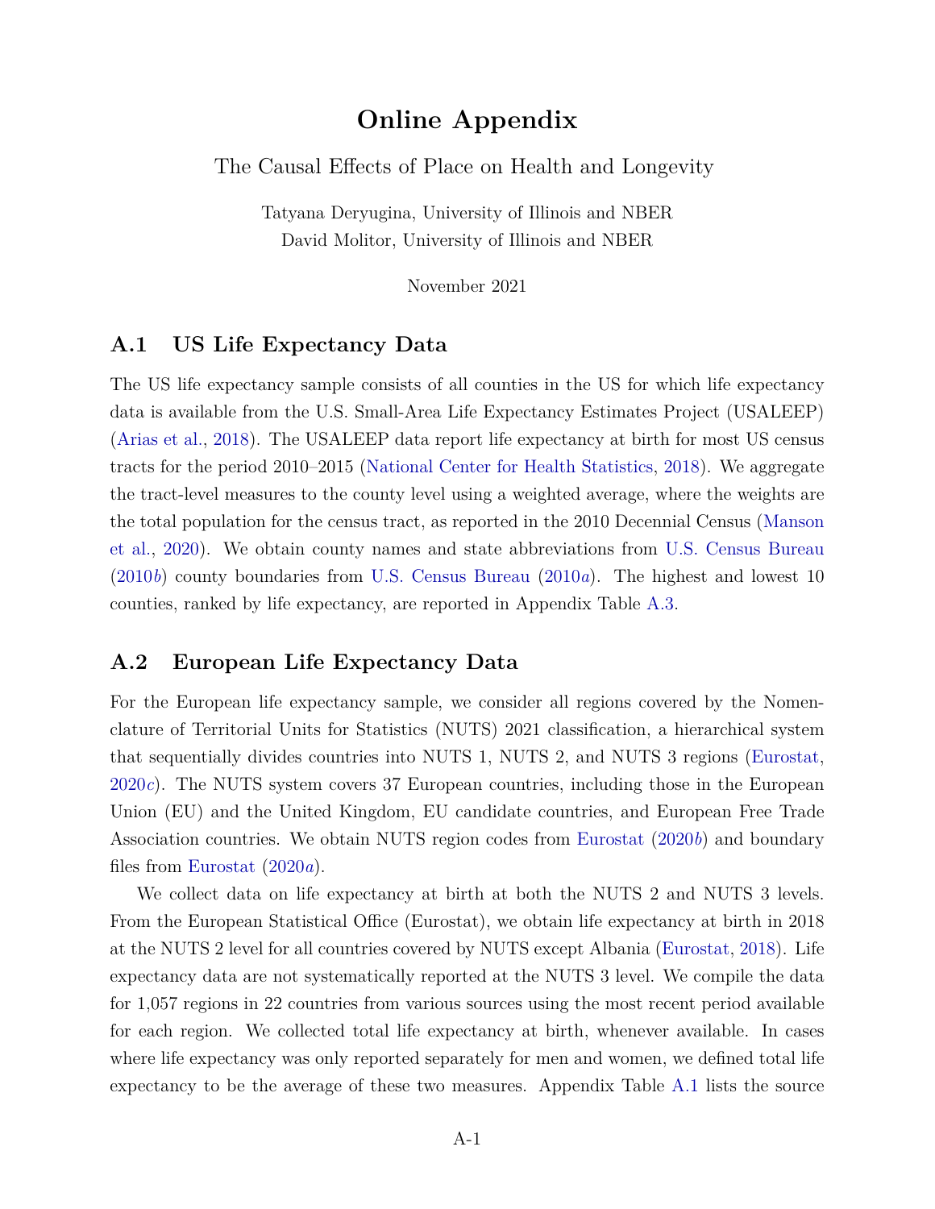# Online Appendix

The Causal Effects of Place on Health and Longevity

Tatyana Deryugina, University of Illinois and NBER
David Molitor, University of Illinois and NBER

November 2021

## A.1 US Life Expectancy Data

The US life expectancy sample consists of all counties in the US for which life expectancy data is available from the U.S. Small-Area Life Expectancy Estimates Project (USALEEP) (Arias et al., 2018). The USALEEP data report life expectancy at birth for most US census tracts for the period 2010–2015 (National Center for Health Statistics, 2018). We aggregate the tract-level measures to the county level using a weighted average, where the weights are the total population for the census tract, as reported in the 2010 Decennial Census (Manson et al., 2020). We obtain county names and state abbreviations from U.S. Census Bureau (2010*b*) county boundaries from U.S. Census Bureau (2010*a*). The highest and lowest 10 counties, ranked by life expectancy, are reported in Appendix Table A.3.

## A.2 European Life Expectancy Data

For the European life expectancy sample, we consider all regions covered by the Nomenclature of Territorial Units for Statistics (NUTS) 2021 classification, a hierarchical system that sequentially divides countries into NUTS 1, NUTS 2, and NUTS 3 regions (Eurostat, 2020*c*). The NUTS system covers 37 European countries, including those in the European Union (EU) and the United Kingdom, EU candidate countries, and European Free Trade Association countries. We obtain NUTS region codes from Eurostat (2020*b*) and boundary files from Eurostat (2020*a*).

We collect data on life expectancy at birth at both the NUTS 2 and NUTS 3 levels. From the European Statistical Office (Eurostat), we obtain life expectancy at birth in 2018 at the NUTS 2 level for all countries covered by NUTS except Albania (Eurostat, 2018). Life expectancy data are not systematically reported at the NUTS 3 level. We compile the data for 1,057 regions in 22 countries from various sources using the most recent period available for each region. We collected total life expectancy at birth, whenever available. In cases where life expectancy was only reported separately for men and women, we defined total life expectancy to be the average of these two measures. Appendix Table A.1 lists the source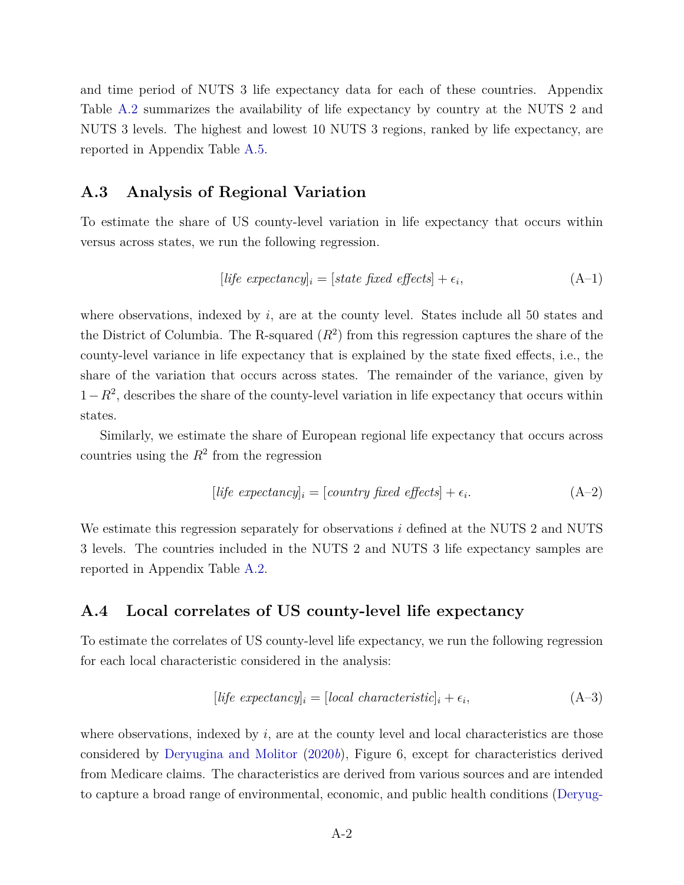and time period of NUTS 3 life expectancy data for each of these countries. Appendix Table A.2 summarizes the availability of life expectancy by country at the NUTS 2 and NUTS 3 levels. The highest and lowest 10 NUTS 3 regions, ranked by life expectancy, are reported in Appendix Table A.5.

## A.3 Analysis of Regional Variation

To estimate the share of US county-level variation in life expectancy that occurs within versus across states, we run the following regression.

$$[\textit{life expectancy}]_i = [\textit{state fixed effects}] + \epsilon_i, \tag{A–1}$$

where observations, indexed by $i$, are at the county level. States include all 50 states and the District of Columbia. The R-squared ($R^2$) from this regression captures the share of the county-level variance in life expectancy that is explained by the state fixed effects, i.e., the share of the variation that occurs across states. The remainder of the variance, given by $1 - R^2$, describes the share of the county-level variation in life expectancy that occurs within states.

Similarly, we estimate the share of European regional life expectancy that occurs across countries using the $R^2$ from the regression

$$[\textit{life expectancy}]_i = [\textit{country fixed effects}] + \epsilon_i. \tag{A–2}$$

We estimate this regression separately for observations $i$ defined at the NUTS 2 and NUTS 3 levels. The countries included in the NUTS 2 and NUTS 3 life expectancy samples are reported in Appendix Table A.2.

## A.4 Local correlates of US county-level life expectancy

To estimate the correlates of US county-level life expectancy, we run the following regression for each local characteristic considered in the analysis:

$$[\textit{life expectancy}]_i = [\textit{local characteristic}]_i + \epsilon_i, \tag{A–3}$$

where observations, indexed by $i$, are at the county level and local characteristics are those considered by Deryugina and Molitor (2020*b*), Figure 6, except for characteristics derived from Medicare claims. The characteristics are derived from various sources and are intended to capture a broad range of environmental, economic, and public health conditions (Deryug-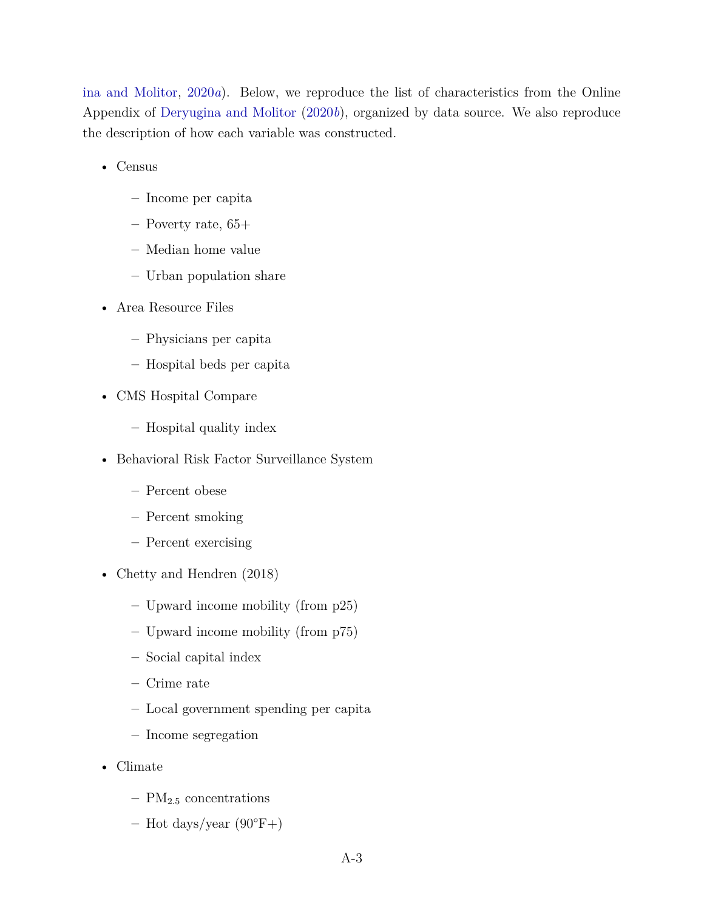ina and Molitor, 2020*a*). Below, we reproduce the list of characteristics from the Online Appendix of Deryugina and Molitor (2020*b*), organized by data source. We also reproduce the description of how each variable was constructed.

- Census
  - Income per capita
  - Poverty rate, 65+
  - Median home value
  - Urban population share
- Area Resource Files
  - Physicians per capita
  - Hospital beds per capita
- CMS Hospital Compare
  - Hospital quality index
- Behavioral Risk Factor Surveillance System
  - Percent obese
  - Percent smoking
  - Percent exercising
- Chetty and Hendren (2018)
  - Upward income mobility (from p25)
  - Upward income mobility (from p75)
  - Social capital index
  - Crime rate
  - Local government spending per capita
  - Income segregation
- Climate
  - $PM_{2.5}$ concentrations
  - Hot days/year (90°F+)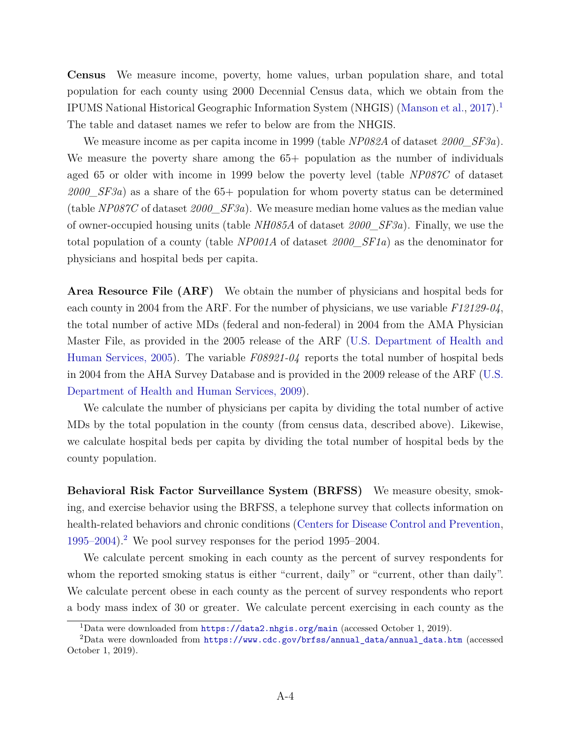**Census** We measure income, poverty, home values, urban population share, and total population for each county using 2000 Decennial Census data, which we obtain from the IPUMS National Historical Geographic Information System (NHGIS) (Manson et al., 2017).[1] The table and dataset names we refer to below are from the NHGIS.

We measure income as per capita income in 1999 (table *NP082A* of dataset *2000_SF3a*). We measure the poverty share among the 65+ population as the number of individuals aged 65 or older with income in 1999 below the poverty level (table *NP087C* of dataset *2000_SF3a*) as a share of the 65+ population for whom poverty status can be determined (table *NP087C* of dataset *2000_SF3a*). We measure median home values as the median value of owner-occupied housing units (table *NH085A* of dataset *2000_SF3a*). Finally, we use the total population of a county (table *NP001A* of dataset *2000_SF1a*) as the denominator for physicians and hospital beds per capita.

**Area Resource File (ARF)** We obtain the number of physicians and hospital beds for each county in 2004 from the ARF. For the number of physicians, we use variable *F12129-04*, the total number of active MDs (federal and non-federal) in 2004 from the AMA Physician Master File, as provided in the 2005 release of the ARF (U.S. Department of Health and Human Services, 2005). The variable *F08921-04* reports the total number of hospital beds in 2004 from the AHA Survey Database and is provided in the 2009 release of the ARF (U.S. Department of Health and Human Services, 2009).

We calculate the number of physicians per capita by dividing the total number of active MDs by the total population in the county (from census data, described above). Likewise, we calculate hospital beds per capita by dividing the total number of hospital beds by the county population.

**Behavioral Risk Factor Surveillance System (BRFSS)** We measure obesity, smoking, and exercise behavior using the BRFSS, a telephone survey that collects information on health-related behaviors and chronic conditions (Centers for Disease Control and Prevention, 1995–2004).[2] We pool survey responses for the period 1995–2004.

We calculate percent smoking in each county as the percent of survey respondents for whom the reported smoking status is either "current, daily" or "current, other than daily". We calculate percent obese in each county as the percent of survey respondents who report a body mass index of 30 or greater. We calculate percent exercising in each county as the

[1] Data were downloaded from https://data2.nhgis.org/main (accessed October 1, 2019).

[2] Data were downloaded from https://www.cdc.gov/brfss/annual_data/annual_data.htm (accessed October 1, 2019).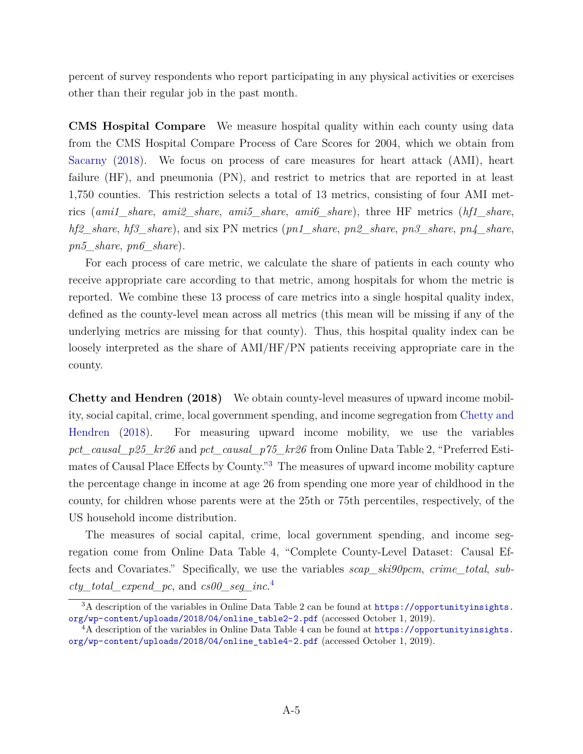percent of survey respondents who report participating in any physical activities or exercises other than their regular job in the past month.

**CMS Hospital Compare** We measure hospital quality within each county using data from the CMS Hospital Compare Process of Care Scores for 2004, which we obtain from Sacarny (2018). We focus on process of care measures for heart attack (AMI), heart failure (HF), and pneumonia (PN), and restrict to metrics that are reported in at least 1,750 counties. This restriction selects a total of 13 metrics, consisting of four AMI metrics (*ami1_share*, *ami2_share*, *ami5_share*, *ami6_share*), three HF metrics (*hf1_share*, *hf2_share*, *hf3_share*), and six PN metrics (*pn1_share*, *pn2_share*, *pn3_share*, *pn4_share*, *pn5_share*, *pn6_share*).

For each process of care metric, we calculate the share of patients in each county who receive appropriate care according to that metric, among hospitals for whom the metric is reported. We combine these 13 process of care metrics into a single hospital quality index, defined as the county-level mean across all metrics (this mean will be missing if any of the underlying metrics are missing for that county). Thus, this hospital quality index can be loosely interpreted as the share of AMI/HF/PN patients receiving appropriate care in the county.

**Chetty and Hendren (2018)** We obtain county-level measures of upward income mobility, social capital, crime, local government spending, and income segregation from Chetty and Hendren (2018). For measuring upward income mobility, we use the variables *pct_causal_p25_kr26* and *pct_causal_p75_kr26* from Online Data Table 2, "Preferred Estimates of Causal Place Effects by County."[3] The measures of upward income mobility capture the percentage change in income at age 26 from spending one more year of childhood in the county, for children whose parents were at the 25th or 75th percentiles, respectively, of the US household income distribution.

The measures of social capital, crime, local government spending, and income segregation come from Online Data Table 4, "Complete County-Level Dataset: Causal Effects and Covariates." Specifically, we use the variables *scap_ski90pcm*, *crime_total*, *subcty_total_expend_pc*, and *cs00_seg_inc*.[4]

[3] A description of the variables in Online Data Table 2 can be found at https://opportunityinsights.org/wp-content/uploads/2018/04/online_table2-2.pdf (accessed October 1, 2019).

[4] A description of the variables in Online Data Table 4 can be found at https://opportunityinsights.org/wp-content/uploads/2018/04/online_table4-2.pdf (accessed October 1, 2019).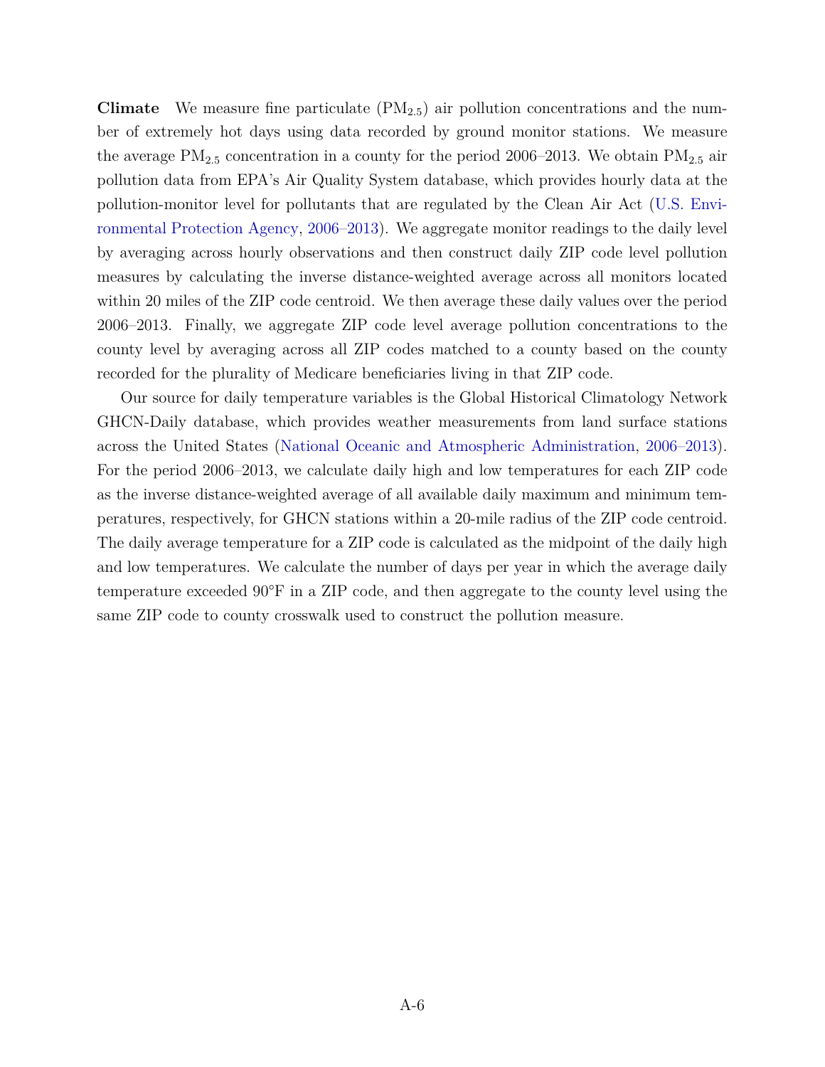**Climate** We measure fine particulate ($PM_{2.5}$) air pollution concentrations and the number of extremely hot days using data recorded by ground monitor stations. We measure the average $PM_{2.5}$ concentration in a county for the period 2006–2013. We obtain $PM_{2.5}$ air pollution data from EPA's Air Quality System database, which provides hourly data at the pollution-monitor level for pollutants that are regulated by the Clean Air Act (U.S. Environmental Protection Agency, 2006–2013). We aggregate monitor readings to the daily level by averaging across hourly observations and then construct daily ZIP code level pollution measures by calculating the inverse distance-weighted average across all monitors located within 20 miles of the ZIP code centroid. We then average these daily values over the period 2006–2013. Finally, we aggregate ZIP code level average pollution concentrations to the county level by averaging across all ZIP codes matched to a county based on the county recorded for the plurality of Medicare beneficiaries living in that ZIP code.

Our source for daily temperature variables is the Global Historical Climatology Network GHCN-Daily database, which provides weather measurements from land surface stations across the United States (National Oceanic and Atmospheric Administration, 2006–2013). For the period 2006–2013, we calculate daily high and low temperatures for each ZIP code as the inverse distance-weighted average of all available daily maximum and minimum temperatures, respectively, for GHCN stations within a 20-mile radius of the ZIP code centroid. The daily average temperature for a ZIP code is calculated as the midpoint of the daily high and low temperatures. We calculate the number of days per year in which the average daily temperature exceeded 90°F in a ZIP code, and then aggregate to the county level using the same ZIP code to county crosswalk used to construct the pollution measure.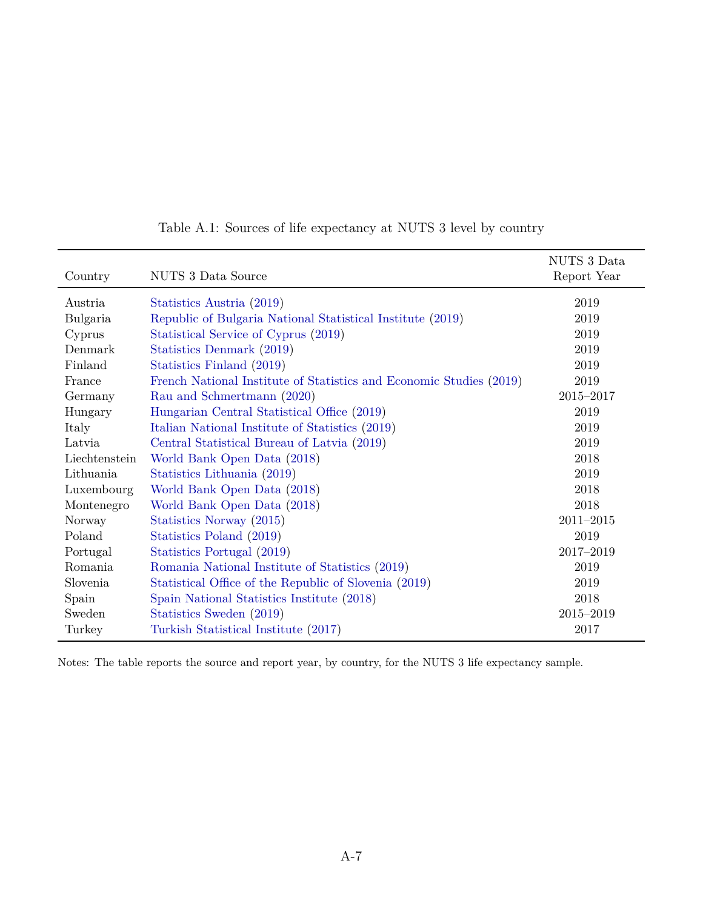Table A.1: Sources of life expectancy at NUTS 3 level by country

| Country | NUTS 3 Data Source | NUTS 3 Data Report Year |
|---|---|---|
| Austria | Statistics Austria (2019) | 2019 |
| Bulgaria | Republic of Bulgaria National Statistical Institute (2019) | 2019 |
| Cyprus | Statistical Service of Cyprus (2019) | 2019 |
| Denmark | Statistics Denmark (2019) | 2019 |
| Finland | Statistics Finland (2019) | 2019 |
| France | French National Institute of Statistics and Economic Studies (2019) | 2019 |
| Germany | Rau and Schmertmann (2020) | 2015–2017 |
| Hungary | Hungarian Central Statistical Office (2019) | 2019 |
| Italy | Italian National Institute of Statistics (2019) | 2019 |
| Latvia | Central Statistical Bureau of Latvia (2019) | 2019 |
| Liechtenstein | World Bank Open Data (2018) | 2018 |
| Lithuania | Statistics Lithuania (2019) | 2019 |
| Luxembourg | World Bank Open Data (2018) | 2018 |
| Montenegro | World Bank Open Data (2018) | 2018 |
| Norway | Statistics Norway (2015) | 2011–2015 |
| Poland | Statistics Poland (2019) | 2019 |
| Portugal | Statistics Portugal (2019) | 2017–2019 |
| Romania | Romania National Institute of Statistics (2019) | 2019 |
| Slovenia | Statistical Office of the Republic of Slovenia (2019) | 2019 |
| Spain | Spain National Statistics Institute (2018) | 2018 |
| Sweden | Statistics Sweden (2019) | 2015–2019 |
| Turkey | Turkish Statistical Institute (2017) | 2017 |

Notes: The table reports the source and report year, by country, for the NUTS 3 life expectancy sample.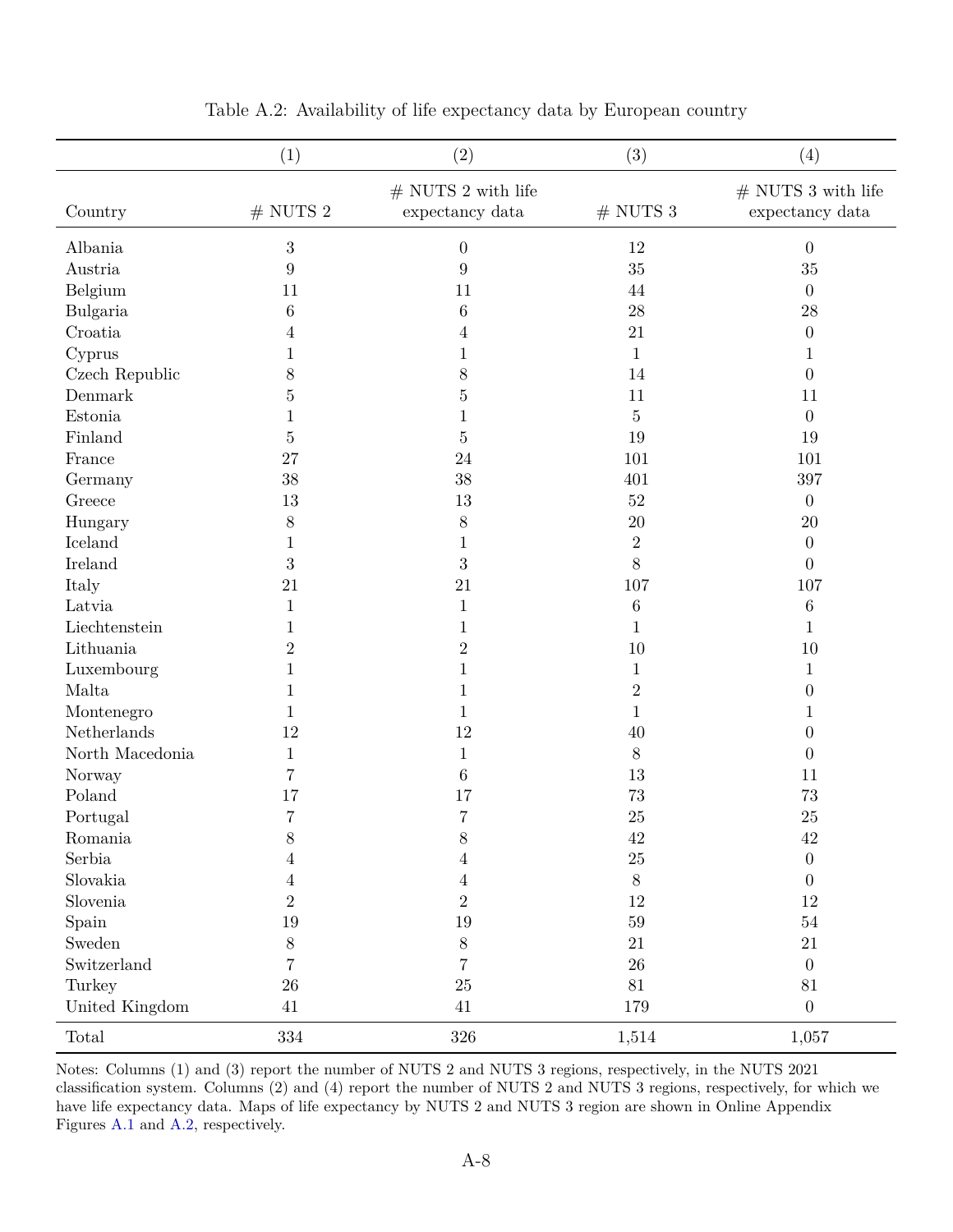Table A.2: Availability of life expectancy data by European country

| | (1) | (2) | (3) | (4) |
|---|---|---|---|---|
| Country | # NUTS 2 | # NUTS 2 with life expectancy data | # NUTS 3 | # NUTS 3 with life expectancy data |
| Albania | 3 | 0 | 12 | 0 |
| Austria | 9 | 9 | 35 | 35 |
| Belgium | 11 | 11 | 44 | 0 |
| Bulgaria | 6 | 6 | 28 | 28 |
| Croatia | 4 | 4 | 21 | 0 |
| Cyprus | 1 | 1 | 1 | 1 |
| Czech Republic | 8 | 8 | 14 | 0 |
| Denmark | 5 | 5 | 11 | 11 |
| Estonia | 1 | 1 | 5 | 0 |
| Finland | 5 | 5 | 19 | 19 |
| France | 27 | 24 | 101 | 101 |
| Germany | 38 | 38 | 401 | 397 |
| Greece | 13 | 13 | 52 | 0 |
| Hungary | 8 | 8 | 20 | 20 |
| Iceland | 1 | 1 | 2 | 0 |
| Ireland | 3 | 3 | 8 | 0 |
| Italy | 21 | 21 | 107 | 107 |
| Latvia | 1 | 1 | 6 | 6 |
| Liechtenstein | 1 | 1 | 1 | 1 |
| Lithuania | 2 | 2 | 10 | 10 |
| Luxembourg | 1 | 1 | 1 | 1 |
| Malta | 1 | 1 | 2 | 0 |
| Montenegro | 1 | 1 | 1 | 1 |
| Netherlands | 12 | 12 | 40 | 0 |
| North Macedonia | 1 | 1 | 8 | 0 |
| Norway | 7 | 6 | 13 | 11 |
| Poland | 17 | 17 | 73 | 73 |
| Portugal | 7 | 7 | 25 | 25 |
| Romania | 8 | 8 | 42 | 42 |
| Serbia | 4 | 4 | 25 | 0 |
| Slovakia | 4 | 4 | 8 | 0 |
| Slovenia | 2 | 2 | 12 | 12 |
| Spain | 19 | 19 | 59 | 54 |
| Sweden | 8 | 8 | 21 | 21 |
| Switzerland | 7 | 7 | 26 | 0 |
| Turkey | 26 | 25 | 81 | 81 |
| United Kingdom | 41 | 41 | 179 | 0 |
| Total | 334 | 326 | 1,514 | 1,057 |

Notes: Columns (1) and (3) report the number of NUTS 2 and NUTS 3 regions, respectively, in the NUTS 2021 classification system. Columns (2) and (4) report the number of NUTS 2 and NUTS 3 regions, respectively, for which we have life expectancy data. Maps of life expectancy by NUTS 2 and NUTS 3 region are shown in Online Appendix Figures A.1 and A.2, respectively.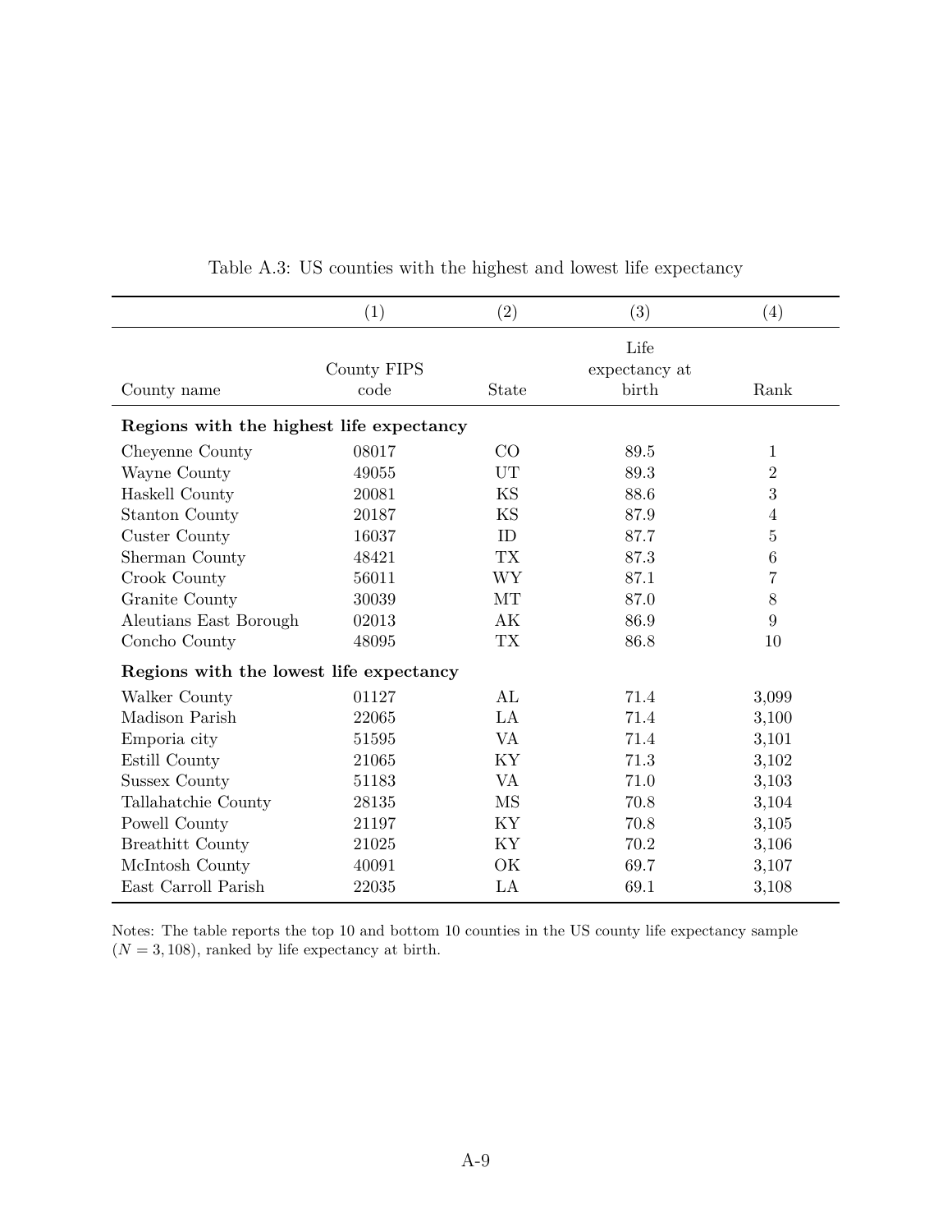Table A.3: US counties with the highest and lowest life expectancy

| | (1) | (2) | (3) | (4) |
|---|---|---|---|---|
| County name | County FIPS code | State | Life expectancy at birth | Rank |
| **Regions with the highest life expectancy** | | | | |
| Cheyenne County | 08017 | CO | 89.5 | 1 |
| Wayne County | 49055 | UT | 89.3 | 2 |
| Haskell County | 20081 | KS | 88.6 | 3 |
| Stanton County | 20187 | KS | 87.9 | 4 |
| Custer County | 16037 | ID | 87.7 | 5 |
| Sherman County | 48421 | TX | 87.3 | 6 |
| Crook County | 56011 | WY | 87.1 | 7 |
| Granite County | 30039 | MT | 87.0 | 8 |
| Aleutians East Borough | 02013 | AK | 86.9 | 9 |
| Concho County | 48095 | TX | 86.8 | 10 |
| **Regions with the lowest life expectancy** | | | | |
| Walker County | 01127 | AL | 71.4 | 3,099 |
| Madison Parish | 22065 | LA | 71.4 | 3,100 |
| Emporia city | 51595 | VA | 71.4 | 3,101 |
| Estill County | 21065 | KY | 71.3 | 3,102 |
| Sussex County | 51183 | VA | 71.0 | 3,103 |
| Tallahatchie County | 28135 | MS | 70.8 | 3,104 |
| Powell County | 21197 | KY | 70.8 | 3,105 |
| Breathitt County | 21025 | KY | 70.2 | 3,106 |
| McIntosh County | 40091 | OK | 69.7 | 3,107 |
| East Carroll Parish | 22035 | LA | 69.1 | 3,108 |

Notes: The table reports the top 10 and bottom 10 counties in the US county life expectancy sample ($N = 3,108$), ranked by life expectancy at birth.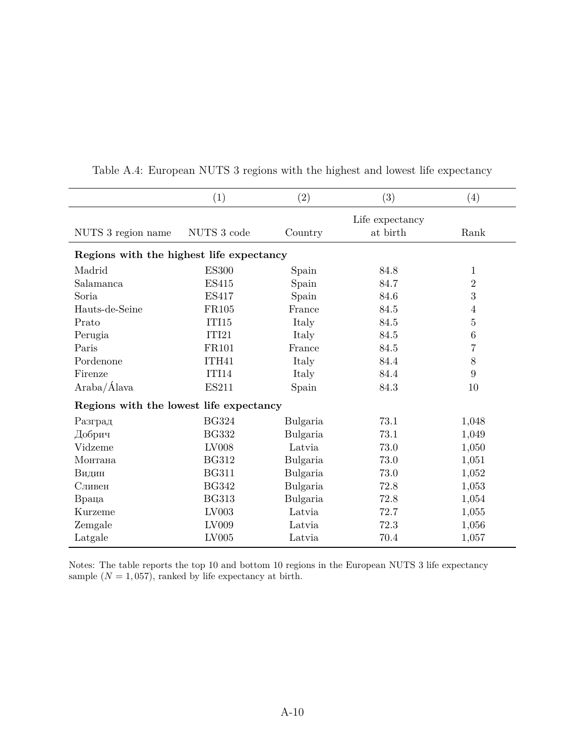Table A.4: European NUTS 3 regions with the highest and lowest life expectancy

| | (1) | (2) | (3) | (4) |
|---|---|---|---|---|
| NUTS 3 region name | NUTS 3 code | Country | Life expectancy at birth | Rank |
| **Regions with the highest life expectancy** | | | | |
| Madrid | ES300 | Spain | 84.8 | 1 |
| Salamanca | ES415 | Spain | 84.7 | 2 |
| Soria | ES417 | Spain | 84.6 | 3 |
| Hauts-de-Seine | FR105 | France | 84.5 | 4 |
| Prato | ITI15 | Italy | 84.5 | 5 |
| Perugia | ITI21 | Italy | 84.5 | 6 |
| Paris | FR101 | France | 84.5 | 7 |
| Pordenone | ITH41 | Italy | 84.4 | 8 |
| Firenze | ITI14 | Italy | 84.4 | 9 |
| Araba/Álava | ES211 | Spain | 84.3 | 10 |
| **Regions with the lowest life expectancy** | | | | |
| Разград | BG324 | Bulgaria | 73.1 | 1,048 |
| Добрич | BG332 | Bulgaria | 73.1 | 1,049 |
| Vidzeme | LV008 | Latvia | 73.0 | 1,050 |
| Монтана | BG312 | Bulgaria | 73.0 | 1,051 |
| Видин | BG311 | Bulgaria | 73.0 | 1,052 |
| Сливен | BG342 | Bulgaria | 72.8 | 1,053 |
| Враца | BG313 | Bulgaria | 72.8 | 1,054 |
| Kurzeme | LV003 | Latvia | 72.7 | 1,055 |
| Zemgale | LV009 | Latvia | 72.3 | 1,056 |
| Latgale | LV005 | Latvia | 70.4 | 1,057 |

Notes: The table reports the top 10 and bottom 10 regions in the European NUTS 3 life expectancy sample ($N = 1,057$), ranked by life expectancy at birth.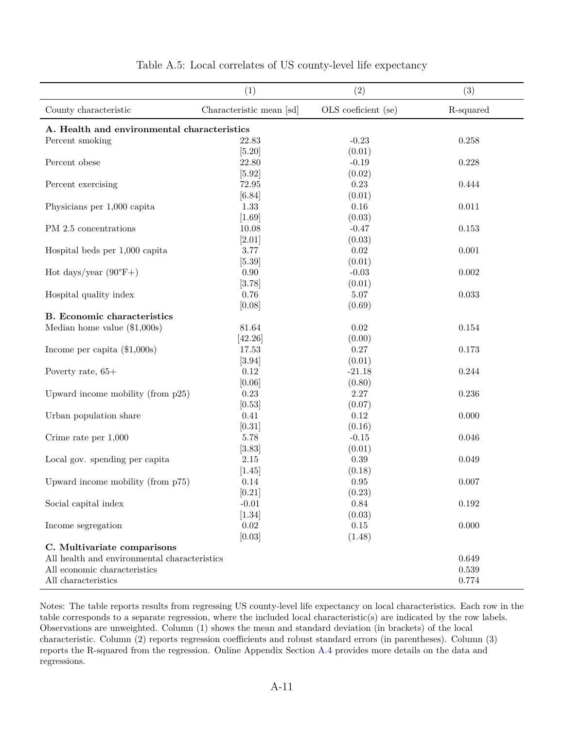Table A.5: Local correlates of US county-level life expectancy

| | (1) | (2) | (3) |
|---|---|---|---|
| County characteristic | Characteristic mean [sd] | OLS coeficient (se) | R-squared |
| **A. Health and environmental characteristics** | | | |
| Percent smoking | 22.83 | -0.23 | 0.258 |
| | [5.20] | (0.01) | |
| Percent obese | 22.80 | -0.19 | 0.228 |
| | [5.92] | (0.02) | |
| Percent exercising | 72.95 | 0.23 | 0.444 |
| | [6.84] | (0.01) | |
| Physicians per 1,000 capita | 1.33 | 0.16 | 0.011 |
| | [1.69] | (0.03) | |
| PM 2.5 concentrations | 10.08 | -0.47 | 0.153 |
| | [2.01] | (0.03) | |
| Hospital beds per 1,000 capita | 3.77 | 0.02 | 0.001 |
| | [5.39] | (0.01) | |
| Hot days/year (90°F+) | 0.90 | -0.03 | 0.002 |
| | [3.78] | (0.01) | |
| Hospital quality index | 0.76 | 5.07 | 0.033 |
| | [0.08] | (0.69) | |
| **B. Economic characteristics** | | | |
| Median home value ($1,000s) | 81.64 | 0.02 | 0.154 |
| | [42.26] | (0.00) | |
| Income per capita ($1,000s) | 17.53 | 0.27 | 0.173 |
| | [3.94] | (0.01) | |
| Poverty rate, 65+ | 0.12 | -21.18 | 0.244 |
| | [0.06] | (0.80) | |
| Upward income mobility (from p25) | 0.23 | 2.27 | 0.236 |
| | [0.53] | (0.07) | |
| Urban population share | 0.41 | 0.12 | 0.000 |
| | [0.31] | (0.16) | |
| Crime rate per 1,000 | 5.78 | -0.15 | 0.046 |
| | [3.83] | (0.01) | |
| Local gov. spending per capita | 2.15 | 0.39 | 0.049 |
| | [1.45] | (0.18) | |
| Upward income mobility (from p75) | 0.14 | 0.95 | 0.007 |
| | [0.21] | (0.23) | |
| Social capital index | -0.01 | 0.84 | 0.192 |
| | [1.34] | (0.03) | |
| Income segregation | 0.02 | 0.15 | 0.000 |
| | [0.03] | (1.48) | |
| **C. Multivariate comparisons** | | | |
| All health and environmental characteristics | | | 0.649 |
| All economic characteristics | | | 0.539 |
| All characteristics | | | 0.774 |

Notes: The table reports results from regressing US county-level life expectancy on local characteristics. Each row in the table corresponds to a separate regression, where the included local characteristic(s) are indicated by the row labels. Observations are unweighted. Column (1) shows the mean and standard deviation (in brackets) of the local characteristic. Column (2) reports regression coefficients and robust standard errors (in parentheses). Column (3) reports the R-squared from the regression. Online Appendix Section A.4 provides more details on the data and regressions.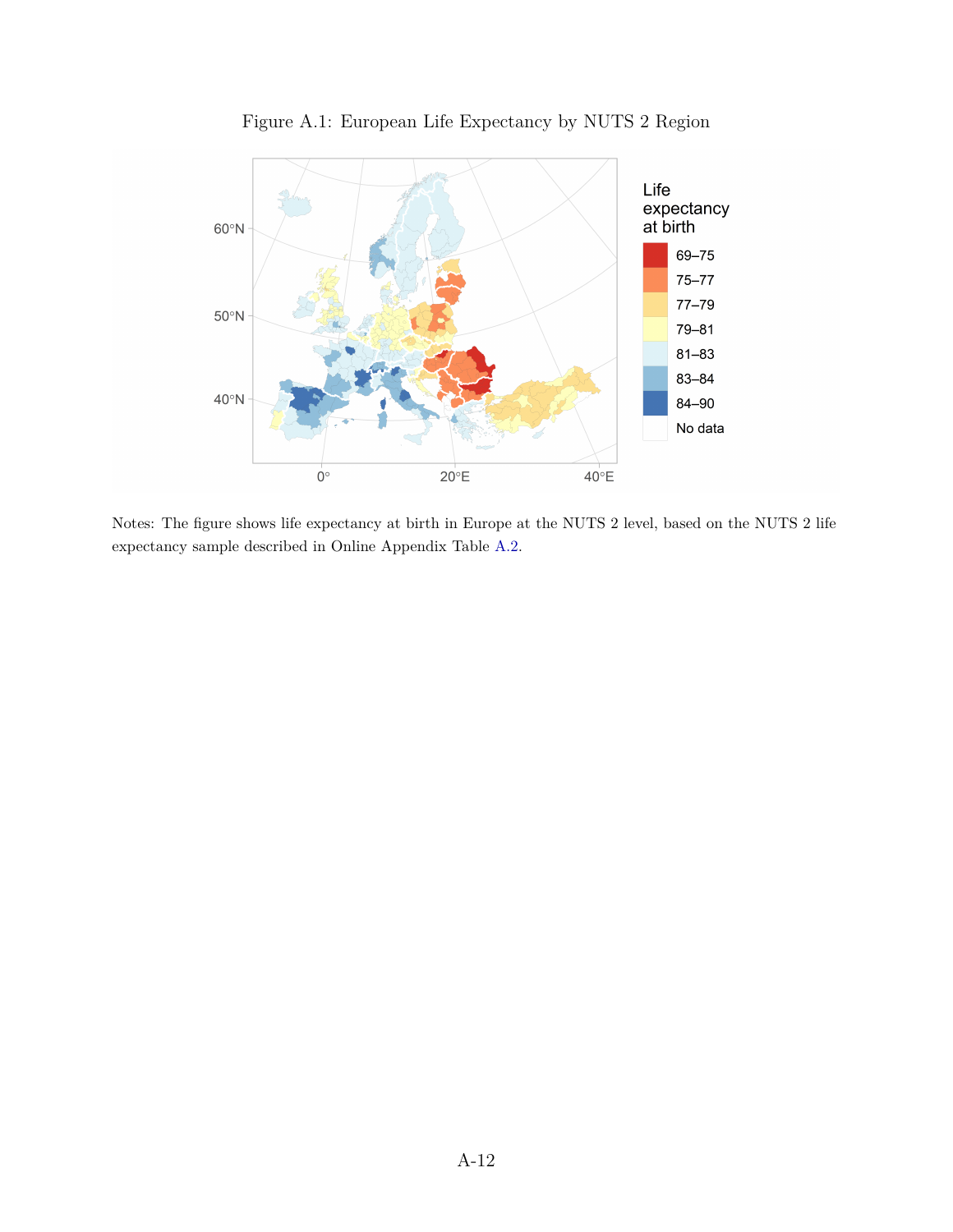Figure A.1: European Life Expectancy by NUTS 2 Region

Notes: The figure shows life expectancy at birth in Europe at the NUTS 2 level, based on the NUTS 2 life expectancy sample described in Online Appendix Table A.2.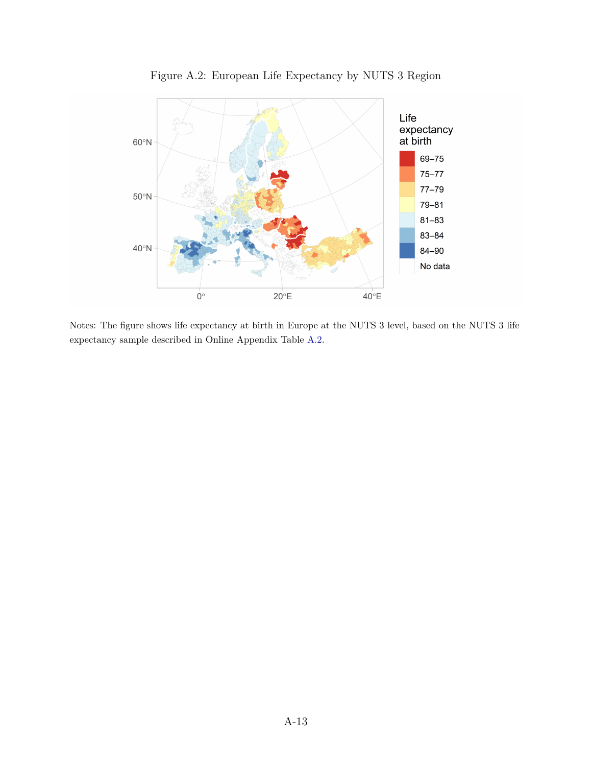Figure A.2: European Life Expectancy by NUTS 3 Region

Notes: The figure shows life expectancy at birth in Europe at the NUTS 3 level, based on the NUTS 3 life expectancy sample described in Online Appendix Table A.2.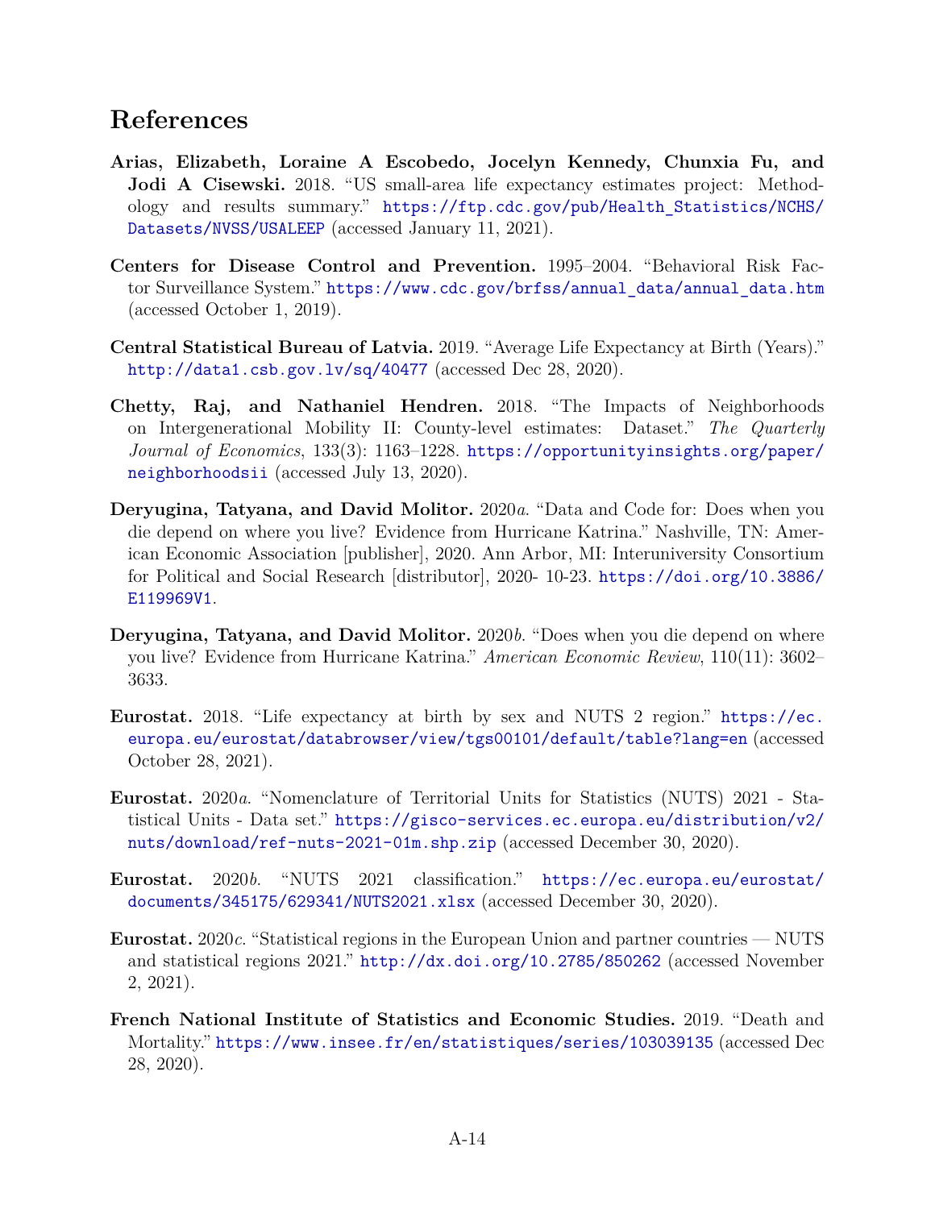## References

**Arias, Elizabeth, Loraine A Escobedo, Jocelyn Kennedy, Chunxia Fu, and Jodi A Cisewski.** 2018. "US small-area life expectancy estimates project: Methodology and results summary." https://ftp.cdc.gov/pub/Health_Statistics/NCHS/Datasets/NVSS/USALEEP (accessed January 11, 2021).

**Centers for Disease Control and Prevention.** 1995–2004. "Behavioral Risk Factor Surveillance System." https://www.cdc.gov/brfss/annual_data/annual_data.htm (accessed October 1, 2019).

**Central Statistical Bureau of Latvia.** 2019. "Average Life Expectancy at Birth (Years)." http://data1.csb.gov.lv/sq/40477 (accessed Dec 28, 2020).

**Chetty, Raj, and Nathaniel Hendren.** 2018. "The Impacts of Neighborhoods on Intergenerational Mobility II: County-level estimates: Dataset." *The Quarterly Journal of Economics*, 133(3): 1163–1228. https://opportunityinsights.org/paper/neighborhoodsii (accessed July 13, 2020).

**Deryugina, Tatyana, and David Molitor.** 2020*a*. "Data and Code for: Does when you die depend on where you live? Evidence from Hurricane Katrina." Nashville, TN: American Economic Association [publisher], 2020. Ann Arbor, MI: Interuniversity Consortium for Political and Social Research [distributor], 2020- 10-23. https://doi.org/10.3886/E119969V1.

**Deryugina, Tatyana, and David Molitor.** 2020*b*. "Does when you die depend on where you live? Evidence from Hurricane Katrina." *American Economic Review*, 110(11): 3602–3633.

**Eurostat.** 2018. "Life expectancy at birth by sex and NUTS 2 region." https://ec.europa.eu/eurostat/databrowser/view/tgs00101/default/table?lang=en (accessed October 28, 2021).

**Eurostat.** 2020*a*. "Nomenclature of Territorial Units for Statistics (NUTS) 2021 - Statistical Units - Data set." https://gisco-services.ec.europa.eu/distribution/v2/nuts/download/ref-nuts-2021-01m.shp.zip (accessed December 30, 2020).

**Eurostat.** 2020*b*. "NUTS 2021 classification." https://ec.europa.eu/eurostat/documents/345175/629341/NUTS2021.xlsx (accessed December 30, 2020).

**Eurostat.** 2020*c*. "Statistical regions in the European Union and partner countries — NUTS and statistical regions 2021." http://dx.doi.org/10.2785/850262 (accessed November 2, 2021).

**French National Institute of Statistics and Economic Studies.** 2019. "Death and Mortality." https://www.insee.fr/en/statistiques/series/103039135 (accessed Dec 28, 2020).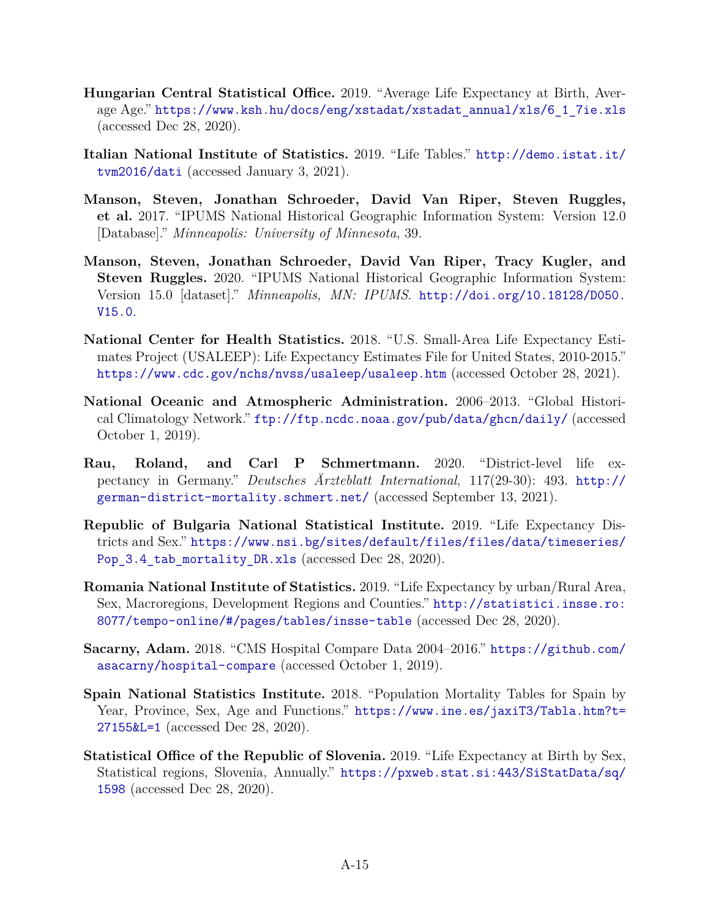**Hungarian Central Statistical Office.** 2019. "Average Life Expectancy at Birth, Average Age." https://www.ksh.hu/docs/eng/xstadat/xstadat_annual/xls/6_1_7ie.xls (accessed Dec 28, 2020).

**Italian National Institute of Statistics.** 2019. "Life Tables." http://demo.istat.it/tvm2016/dati (accessed January 3, 2021).

**Manson, Steven, Jonathan Schroeder, David Van Riper, Steven Ruggles, et al.** 2017. "IPUMS National Historical Geographic Information System: Version 12.0 [Database]." *Minneapolis: University of Minnesota*, 39.

**Manson, Steven, Jonathan Schroeder, David Van Riper, Tracy Kugler, and Steven Ruggles.** 2020. "IPUMS National Historical Geographic Information System: Version 15.0 [dataset]." *Minneapolis, MN: IPUMS*. http://doi.org/10.18128/D050.V15.0.

**National Center for Health Statistics.** 2018. "U.S. Small-Area Life Expectancy Estimates Project (USALEEP): Life Expectancy Estimates File for United States, 2010-2015." https://www.cdc.gov/nchs/nvss/usaleep/usaleep.htm (accessed October 28, 2021).

**National Oceanic and Atmospheric Administration.** 2006–2013. "Global Historical Climatology Network." ftp://ftp.ncdc.noaa.gov/pub/data/ghcn/daily/ (accessed October 1, 2019).

**Rau, Roland, and Carl P Schmertmann.** 2020. "District-level life expectancy in Germany." *Deutsches Ärzteblatt International*, 117(29-30): 493. http://german-district-mortality.schmert.net/ (accessed September 13, 2021).

**Republic of Bulgaria National Statistical Institute.** 2019. "Life Expectancy Districts and Sex." https://www.nsi.bg/sites/default/files/files/data/timeseries/Pop_3.4_tab_mortality_DR.xls (accessed Dec 28, 2020).

**Romania National Institute of Statistics.** 2019. "Life Expectancy by urban/Rural Area, Sex, Macroregions, Development Regions and Counties." http://statistici.insse.ro:8077/tempo-online/#/pages/tables/insse-table (accessed Dec 28, 2020).

**Sacarny, Adam.** 2018. "CMS Hospital Compare Data 2004–2016." https://github.com/asacarny/hospital-compare (accessed October 1, 2019).

**Spain National Statistics Institute.** 2018. "Population Mortality Tables for Spain by Year, Province, Sex, Age and Functions." https://www.ine.es/jaxiT3/Tabla.htm?t=27155&L=1 (accessed Dec 28, 2020).

**Statistical Office of the Republic of Slovenia.** 2019. "Life Expectancy at Birth by Sex, Statistical regions, Slovenia, Annually." https://pxweb.stat.si:443/SiStatData/sq/1598 (accessed Dec 28, 2020).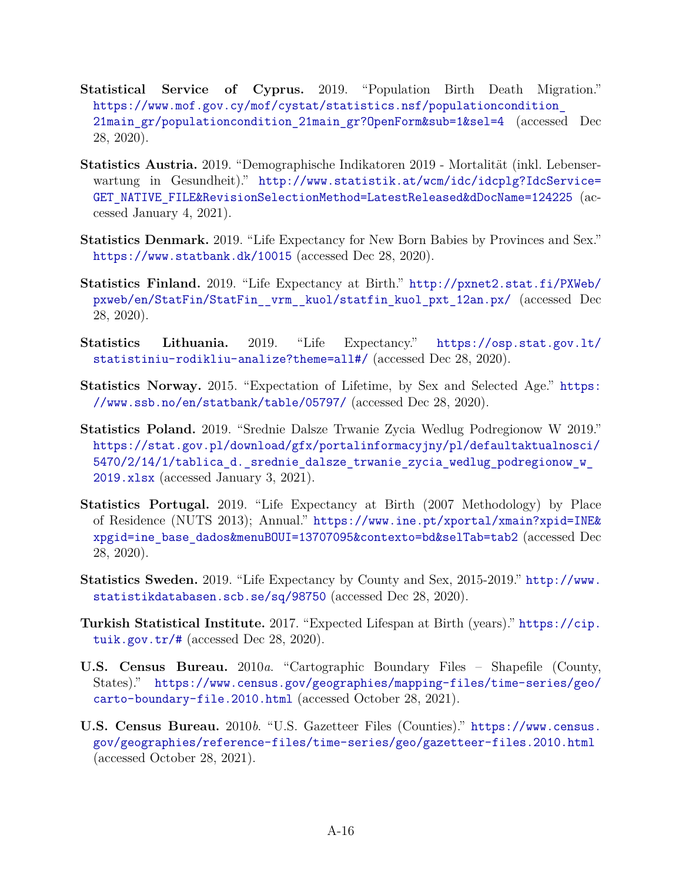**Statistical Service of Cyprus.** 2019. "Population Birth Death Migration." https://www.mof.gov.cy/mof/cystat/statistics.nsf/populationcondition_21main_gr/populationcondition_21main_gr?OpenForm&sub=1&sel=4 (accessed Dec 28, 2020).

**Statistics Austria.** 2019. "Demographische Indikatoren 2019 - Mortalität (inkl. Lebenserwartung in Gesundheit)." http://www.statistik.at/wcm/idc/idcplg?IdcService=GET_NATIVE_FILE&RevisionSelectionMethod=LatestReleased&dDocName=124225 (accessed January 4, 2021).

**Statistics Denmark.** 2019. "Life Expectancy for New Born Babies by Provinces and Sex." https://www.statbank.dk/10015 (accessed Dec 28, 2020).

**Statistics Finland.** 2019. "Life Expectancy at Birth." http://pxnet2.stat.fi/PXWeb/pxweb/en/StatFin/StatFin__vrm__kuol/statfin_kuol_pxt_12an.px/ (accessed Dec 28, 2020).

**Statistics Lithuania.** 2019. "Life Expectancy." https://osp.stat.gov.lt/statistiniu-rodikliu-analize?theme=all#/ (accessed Dec 28, 2020).

**Statistics Norway.** 2015. "Expectation of Lifetime, by Sex and Selected Age." https://www.ssb.no/en/statbank/table/05797/ (accessed Dec 28, 2020).

**Statistics Poland.** 2019. "Srednie Dalsze Trwanie Zycia Wedlug Podregionow W 2019." https://stat.gov.pl/download/gfx/portalinformacyjny/pl/defaultaktualnosci/5470/2/14/1/tablica_d._srednie_dalsze_trwanie_zycia_wedlug_podregionow_w_2019.xlsx (accessed January 3, 2021).

**Statistics Portugal.** 2019. "Life Expectancy at Birth (2007 Methodology) by Place of Residence (NUTS 2013); Annual." https://www.ine.pt/xportal/xmain?xpid=INE&xpgid=ine_base_dados&menuBOUI=13707095&contexto=bd&selTab=tab2 (accessed Dec 28, 2020).

**Statistics Sweden.** 2019. "Life Expectancy by County and Sex, 2015-2019." http://www.statistikdatabasen.scb.se/sq/98750 (accessed Dec 28, 2020).

**Turkish Statistical Institute.** 2017. "Expected Lifespan at Birth (years)." https://cip.tuik.gov.tr/# (accessed Dec 28, 2020).

**U.S. Census Bureau.** 2010*a*. "Cartographic Boundary Files – Shapefile (County, States)." https://www.census.gov/geographies/mapping-files/time-series/geo/carto-boundary-file.2010.html (accessed October 28, 2021).

**U.S. Census Bureau.** 2010*b*. "U.S. Gazetteer Files (Counties)." https://www.census.gov/geographies/reference-files/time-series/geo/gazetteer-files.2010.html (accessed October 28, 2021).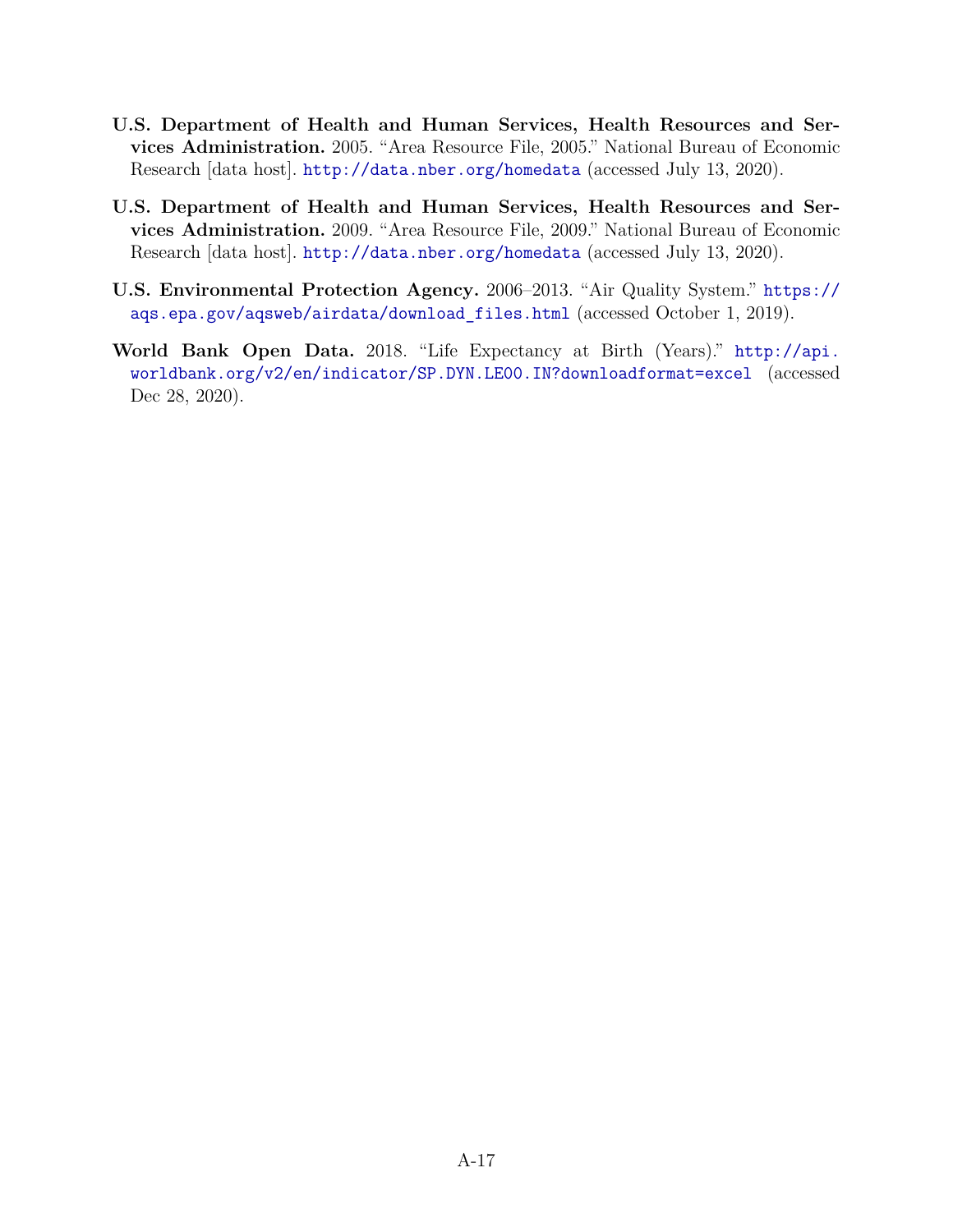**U.S. Department of Health and Human Services, Health Resources and Services Administration.** 2005. "Area Resource File, 2005." National Bureau of Economic Research [data host]. http://data.nber.org/homedata (accessed July 13, 2020).

**U.S. Department of Health and Human Services, Health Resources and Services Administration.** 2009. "Area Resource File, 2009." National Bureau of Economic Research [data host]. http://data.nber.org/homedata (accessed July 13, 2020).

**U.S. Environmental Protection Agency.** 2006–2013. "Air Quality System." https://aqs.epa.gov/aqsweb/airdata/download_files.html (accessed October 1, 2019).

**World Bank Open Data.** 2018. "Life Expectancy at Birth (Years)." http://api.worldbank.org/v2/en/indicator/SP.DYN.LE00.IN?downloadformat=excel (accessed Dec 28, 2020).